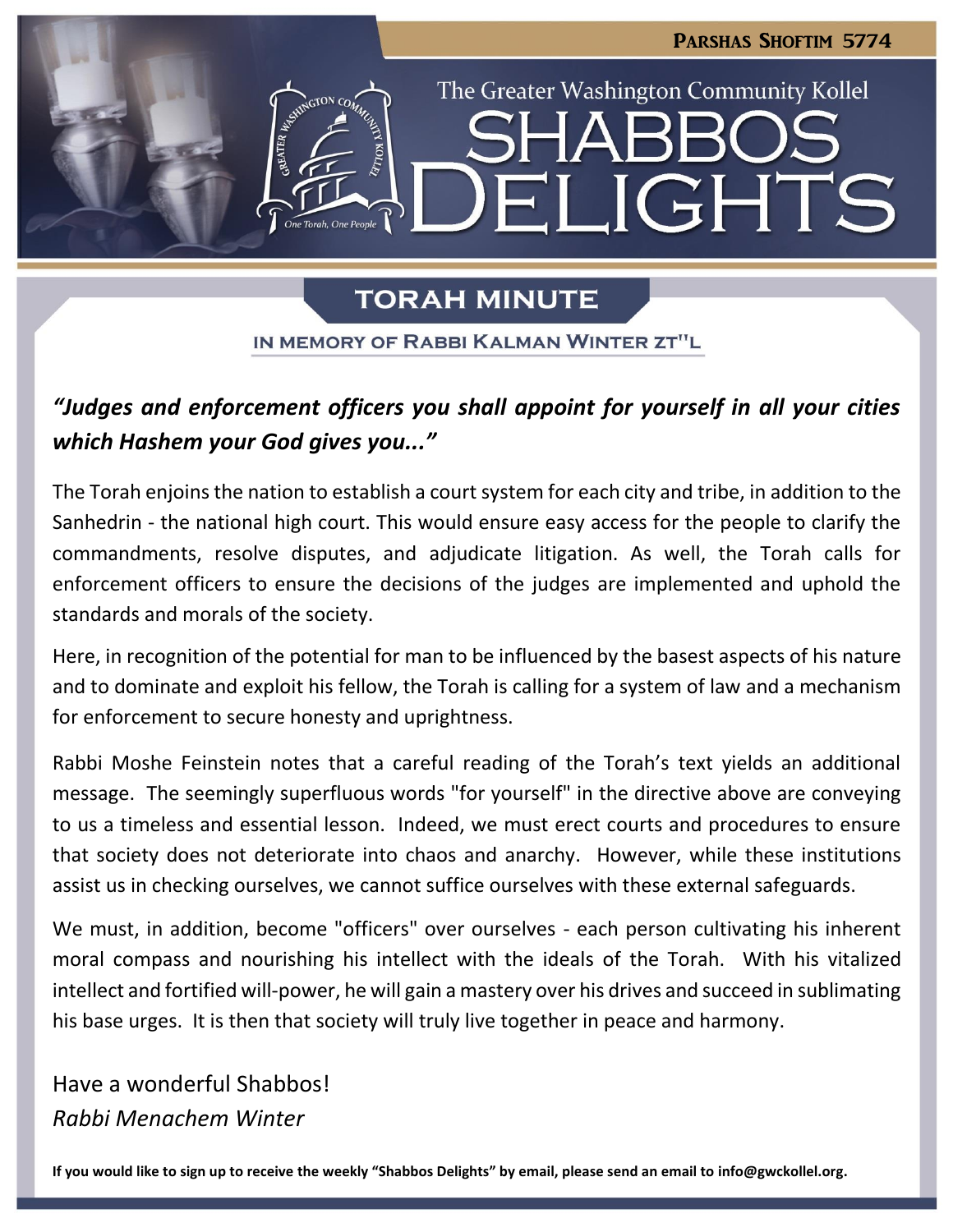Parshas Shoftim 5774

The Greater Washington Community Kollel

# SHABBOS DELIGHTS

## TORAH MINUTE

### IN MEMORY OF RABBI KALMAN WINTER ZT"L

***"Judges and enforcement officers you shall appoint for yourself in all your cities which Hashem your God gives you..."***

The Torah enjoins the nation to establish a court system for each city and tribe, in addition to the Sanhedrin - the national high court. This would ensure easy access for the people to clarify the commandments, resolve disputes, and adjudicate litigation. As well, the Torah calls for enforcement officers to ensure the decisions of the judges are implemented and uphold the standards and morals of the society.

Here, in recognition of the potential for man to be influenced by the basest aspects of his nature and to dominate and exploit his fellow, the Torah is calling for a system of law and a mechanism for enforcement to secure honesty and uprightness.

Rabbi Moshe Feinstein notes that a careful reading of the Torah's text yields an additional message. The seemingly superfluous words "for yourself" in the directive above are conveying to us a timeless and essential lesson. Indeed, we must erect courts and procedures to ensure that society does not deteriorate into chaos and anarchy. However, while these institutions assist us in checking ourselves, we cannot suffice ourselves with these external safeguards.

We must, in addition, become "officers" over ourselves - each person cultivating his inherent moral compass and nourishing his intellect with the ideals of the Torah. With his vitalized intellect and fortified will-power, he will gain a mastery over his drives and succeed in sublimating his base urges. It is then that society will truly live together in peace and harmony.

Have a wonderful Shabbos!
*Rabbi Menachem Winter*

**If you would like to sign up to receive the weekly "Shabbos Delights" by email, please send an email to info@gwckollel.org.**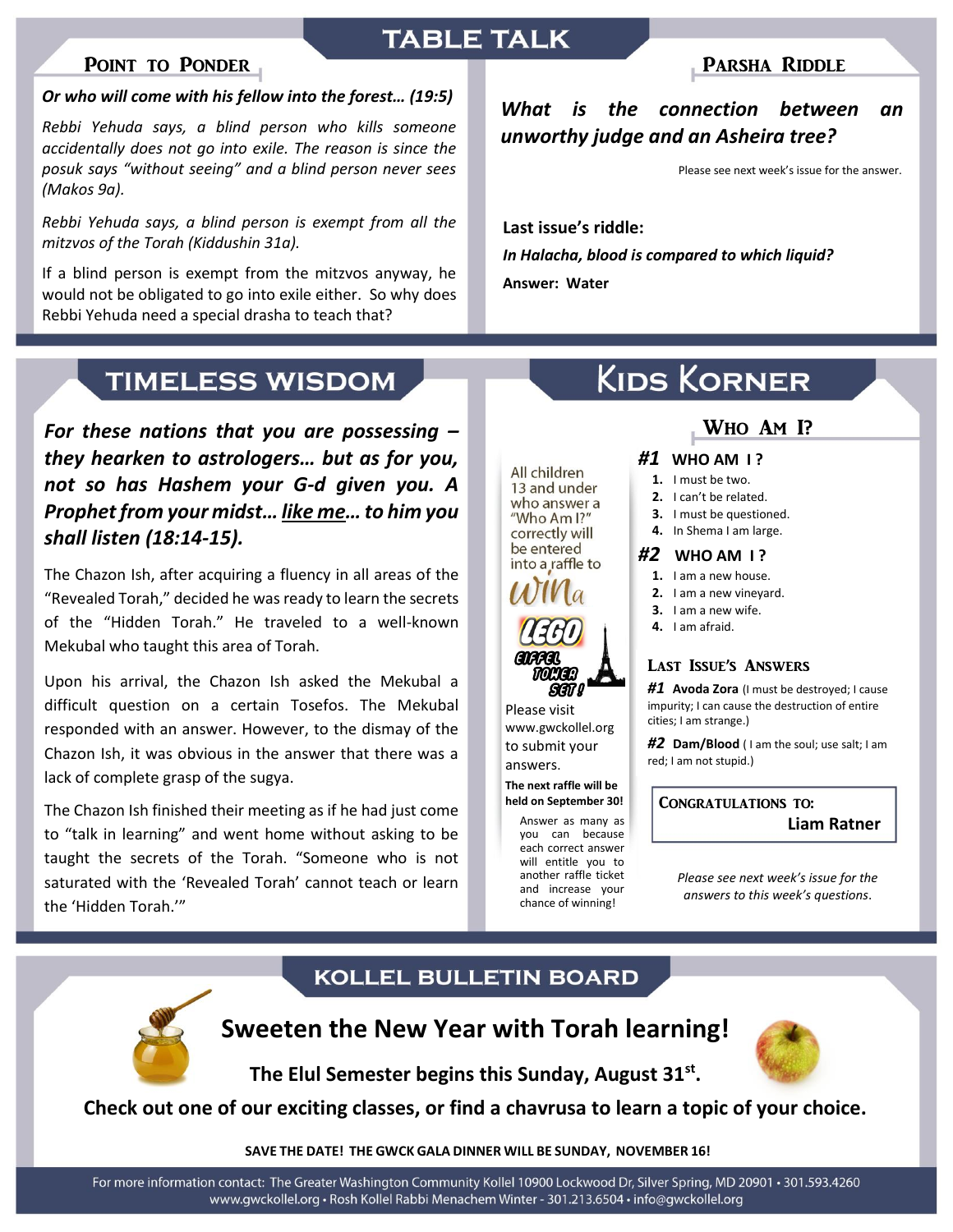# TABLE TALK

## Point to Ponder

***Or who will come with his fellow into the forest… (19:5)***

*Rebbi Yehuda says, a blind person who kills someone accidentally does not go into exile. The reason is since the posuk says "without seeing" and a blind person never sees (Makos 9a).*

*Rebbi Yehuda says, a blind person is exempt from all the mitzvos of the Torah (Kiddushin 31a).*

If a blind person is exempt from the mitzvos anyway, he would not be obligated to go into exile either. So why does Rebbi Yehuda need a special drasha to teach that?

## Parsha Riddle

***What is the connection between an unworthy judge and an Asheira tree?***

Please see next week's issue for the answer.

**Last issue's riddle:**

***In Halacha, blood is compared to which liquid?***

**Answer: Water**

# TIMELESS WISDOM

***For these nations that you are possessing – they hearken to astrologers… but as for you, not so has Hashem your G-d given you. A Prophet from your midst… like me… to him you shall listen (18:14-15).***

The Chazon Ish, after acquiring a fluency in all areas of the "Revealed Torah," decided he was ready to learn the secrets of the "Hidden Torah." He traveled to a well-known Mekubal who taught this area of Torah.

Upon his arrival, the Chazon Ish asked the Mekubal a difficult question on a certain Tosefos. The Mekubal responded with an answer. However, to the dismay of the Chazon Ish, it was obvious in the answer that there was a lack of complete grasp of the sugya.

The Chazon Ish finished their meeting as if he had just come to "talk in learning" and went home without asking to be taught the secrets of the Torah. "Someone who is not saturated with the 'Revealed Torah' cannot teach or learn the 'Hidden Torah.'"

# KIDS KORNER

All children 13 and under who answer a "Who Am I?" correctly will be entered into a raffle to WIN a LEGO EIFFEL TOWER SET!

Please visit www.gwckollel.org to submit your answers.

**The next raffle will be held on September 30!**

Answer as many as you can because each correct answer will entitle you to another raffle ticket and increase your chance of winning!

## Who Am I?

### #1 WHO AM I ?

1. I must be two.
2. I can't be related.
3. I must be questioned.
4. In Shema I am large.

### #2 WHO AM I ?

1. I am a new house.
2. I am a new vineyard.
3. I am a new wife.
4. I am afraid.

## Last Issue's Answers

**#1 Avoda Zora** (I must be destroyed; I cause impurity; I can cause the destruction of entire cities; I am strange.)

**#2 Dam/Blood** ( I am the soul; use salt; I am red; I am not stupid.)

**Congratulations to:** **Liam Ratner**

*Please see next week's issue for the answers to this week's questions.*

# KOLLEL BULLETIN BOARD

## Sweeten the New Year with Torah learning!

**The Elul Semester begins this Sunday, August 31st.**

**Check out one of our exciting classes, or find a chavrusa to learn a topic of your choice.**

**SAVE THE DATE! THE GWCK GALA DINNER WILL BE SUNDAY, NOVEMBER 16!**

For more information contact: The Greater Washington Community Kollel 10900 Lockwood Dr, Silver Spring, MD 20901 • 301.593.4260 www.gwckollel.org • Rosh Kollel Rabbi Menachem Winter - 301.213.6504 • info@gwckollel.org